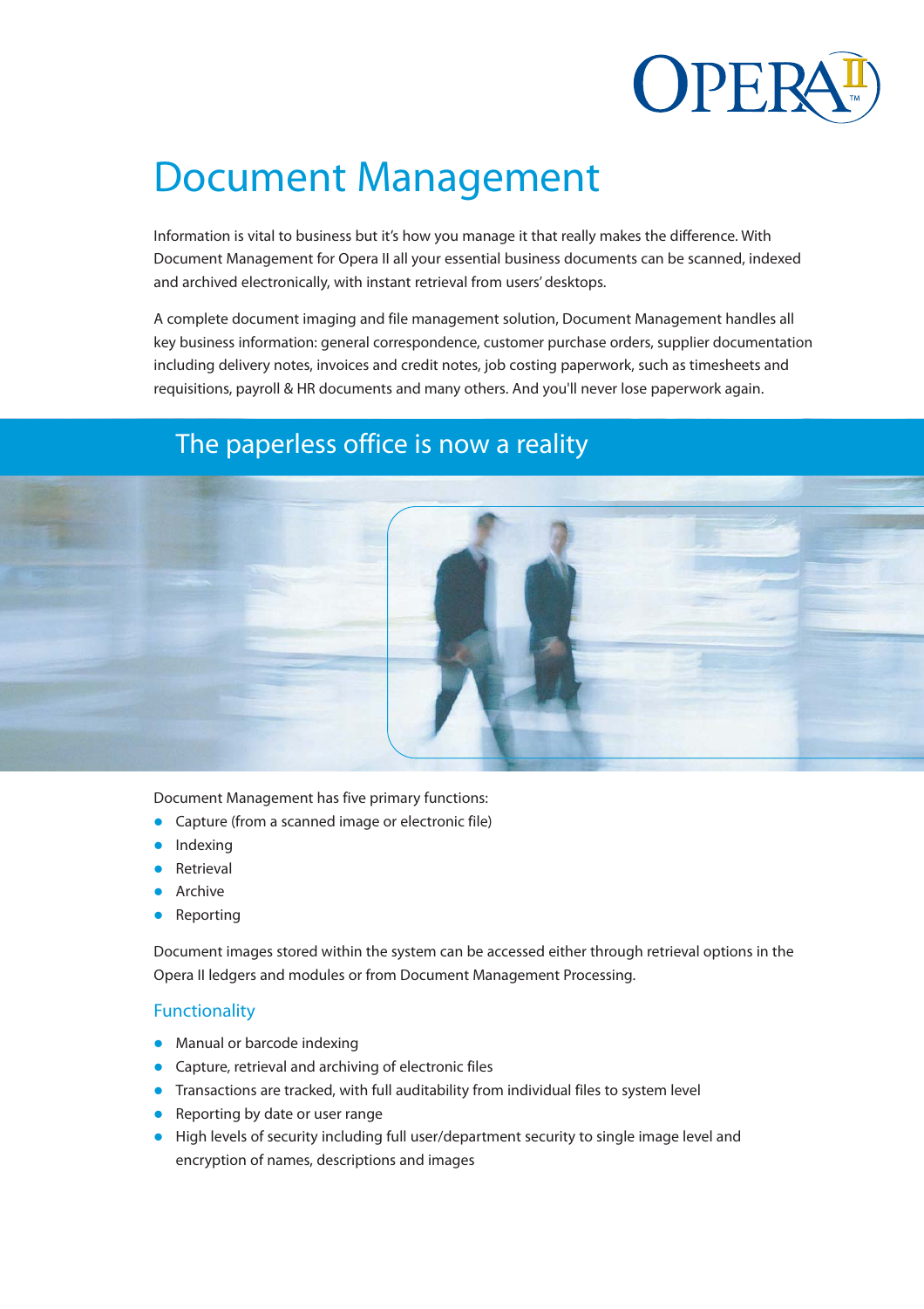# Document Management

Information is vital to business but it's how you manage it that really makes the difference. With Document Management for Opera II all your essential business documents can be scanned, indexed and archived electronically, with instant retrieval from users' desktops.

A complete document imaging and file management solution, Document Management handles all key business information: general correspondence, customer purchase orders, supplier documentation including delivery notes, invoices and credit notes, job costing paperwork, such as timesheets and requisitions, payroll & HR documents and many others. And you'll never lose paperwork again.

## The paperless office is now a reality

Document Management has five primary functions:

- Capture (from a scanned image or electronic file)
- Indexing
- Retrieval
- Archive
- Reporting

Document images stored within the system can be accessed either through retrieval options in the Opera II ledgers and modules or from Document Management Processing.

### Functionality

- Manual or barcode indexing
- Capture, retrieval and archiving of electronic files
- Transactions are tracked, with full auditability from individual files to system level
- Reporting by date or user range
- High levels of security including full user/department security to single image level and encryption of names, descriptions and images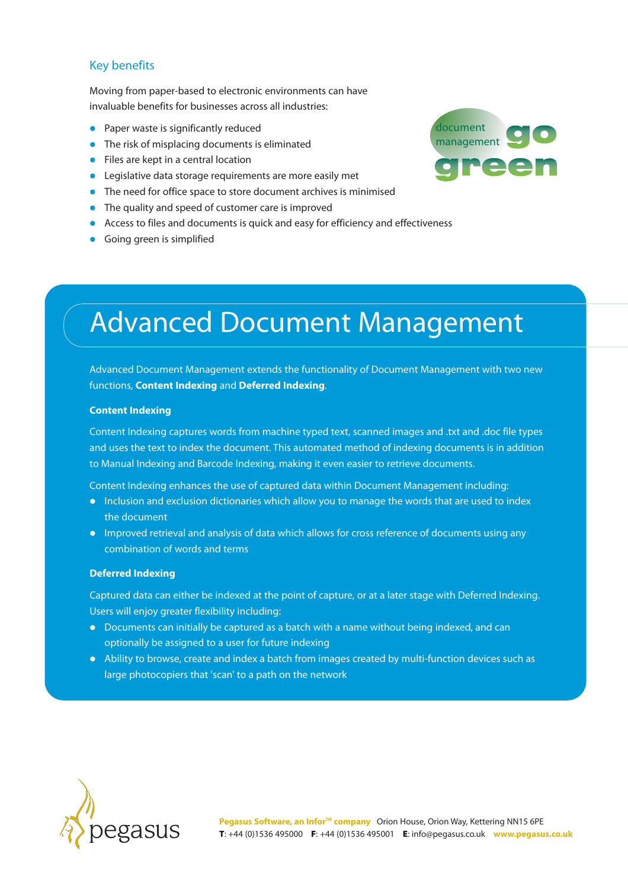## Key benefits

Moving from paper-based to electronic environments can have invaluable benefits for businesses across all industries:

- Paper waste is significantly reduced
- The risk of misplacing documents is eliminated
- Files are kept in a central location
- Legislative data storage requirements are more easily met
- The need for office space to store document archives is minimised
- The quality and speed of customer care is improved
- Access to files and documents is quick and easy for efficiency and effectiveness
- Going green is simplified

document management go green

# Advanced Document Management

Advanced Document Management extends the functionality of Document Management with two new functions, **Content Indexing** and **Deferred Indexing**.

### Content Indexing

Content Indexing captures words from machine typed text, scanned images and .txt and .doc file types and uses the text to index the document. This automated method of indexing documents is in addition to Manual Indexing and Barcode Indexing, making it even easier to retrieve documents.

Content Indexing enhances the use of captured data within Document Management including:

- Inclusion and exclusion dictionaries which allow you to manage the words that are used to index the document
- Improved retrieval and analysis of data which allows for cross reference of documents using any combination of words and terms

### Deferred Indexing

Captured data can either be indexed at the point of capture, or at a later stage with Deferred Indexing. Users will enjoy greater flexibility including:

- Documents can initially be captured as a batch with a name without being indexed, and can optionally be assigned to a user for future indexing
- Ability to browse, create and index a batch from images created by multi-function devices such as large photocopiers that 'scan' to a path on the network

pegasus

**Pegasus Software, an Infor™ company** Orion House, Orion Way, Kettering NN15 6PE
**T**: +44 (0)1536 495000 **F**: +44 (0)1536 495001 **E**: info@pegasus.co.uk **www.pegasus.co.uk**